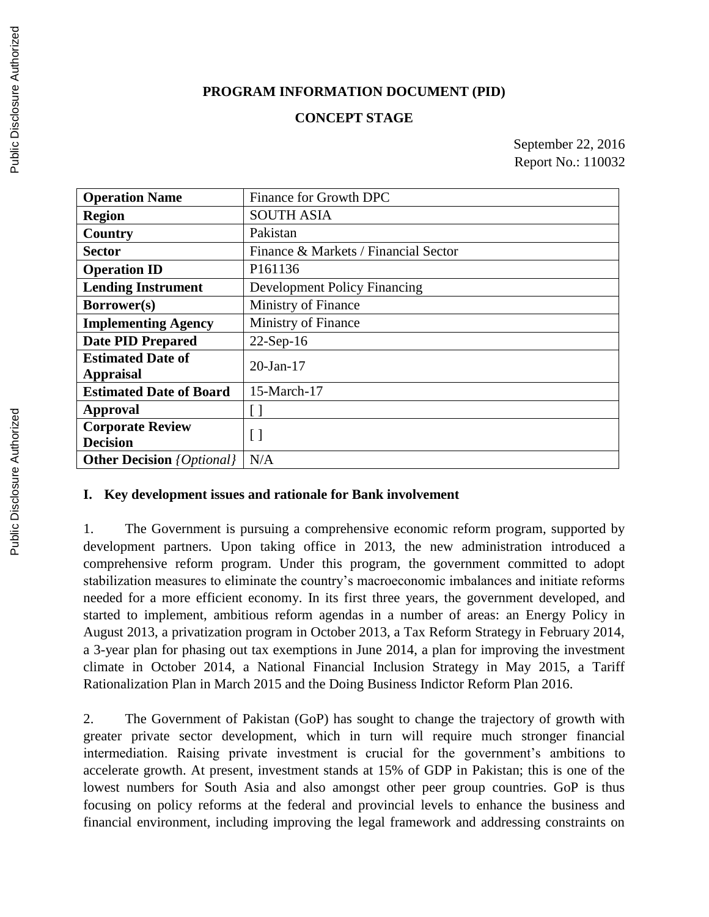**PROGRAM INFORMATION DOCUMENT (PID)**

**CONCEPT STAGE**

September 22, 2016
Report No.: 110032

| **Operation Name** | Finance for Growth DPC |
|---|---|
| **Region** | SOUTH ASIA |
| **Country** | Pakistan |
| **Sector** | Finance & Markets / Financial Sector |
| **Operation ID** | P161136 |
| **Lending Instrument** | Development Policy Financing |
| **Borrower(s)** | Ministry of Finance |
| **Implementing Agency** | Ministry of Finance |
| **Date PID Prepared** | 22-Sep-16 |
| **Estimated Date of Appraisal** | 20-Jan-17 |
| **Estimated Date of Board** | 15-March-17 |
| **Approval** | [ ] |
| **Corporate Review Decision** | [ ] |
| **Other Decision** *{Optional}* | N/A |

## I. Key development issues and rationale for Bank involvement

1. The Government is pursuing a comprehensive economic reform program, supported by development partners. Upon taking office in 2013, the new administration introduced a comprehensive reform program. Under this program, the government committed to adopt stabilization measures to eliminate the country's macroeconomic imbalances and initiate reforms needed for a more efficient economy. In its first three years, the government developed, and started to implement, ambitious reform agendas in a number of areas: an Energy Policy in August 2013, a privatization program in October 2013, a Tax Reform Strategy in February 2014, a 3-year plan for phasing out tax exemptions in June 2014, a plan for improving the investment climate in October 2014, a National Financial Inclusion Strategy in May 2015, a Tariff Rationalization Plan in March 2015 and the Doing Business Indictor Reform Plan 2016.

2. The Government of Pakistan (GoP) has sought to change the trajectory of growth with greater private sector development, which in turn will require much stronger financial intermediation. Raising private investment is crucial for the government's ambitions to accelerate growth. At present, investment stands at 15% of GDP in Pakistan; this is one of the lowest numbers for South Asia and also amongst other peer group countries. GoP is thus focusing on policy reforms at the federal and provincial levels to enhance the business and financial environment, including improving the legal framework and addressing constraints on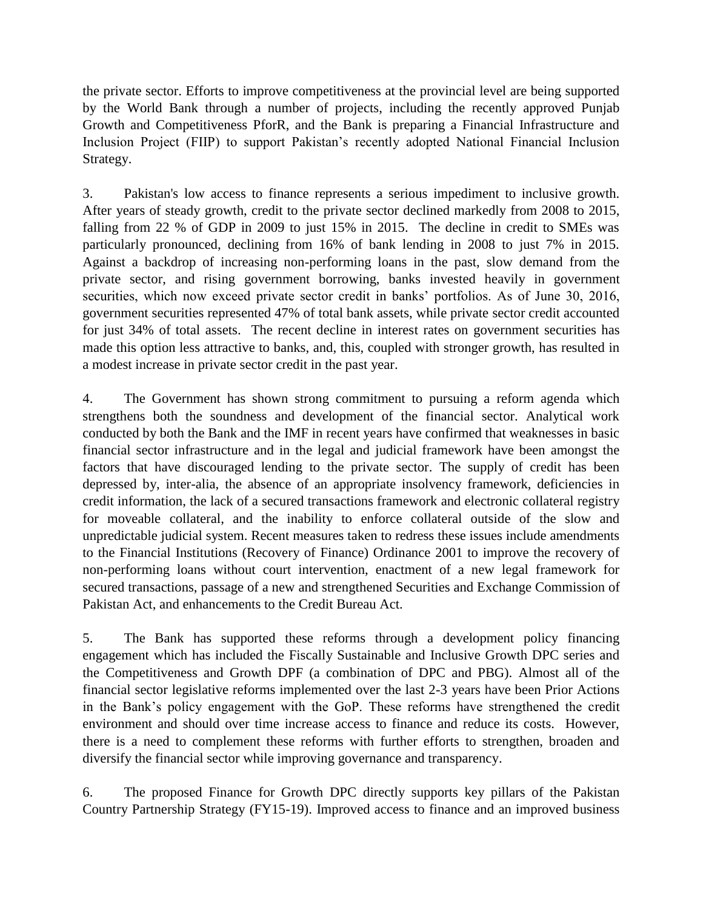the private sector. Efforts to improve competitiveness at the provincial level are being supported by the World Bank through a number of projects, including the recently approved Punjab Growth and Competitiveness PforR, and the Bank is preparing a Financial Infrastructure and Inclusion Project (FIIP) to support Pakistan's recently adopted National Financial Inclusion Strategy.

3. Pakistan's low access to finance represents a serious impediment to inclusive growth. After years of steady growth, credit to the private sector declined markedly from 2008 to 2015, falling from 22 % of GDP in 2009 to just 15% in 2015. The decline in credit to SMEs was particularly pronounced, declining from 16% of bank lending in 2008 to just 7% in 2015. Against a backdrop of increasing non-performing loans in the past, slow demand from the private sector, and rising government borrowing, banks invested heavily in government securities, which now exceed private sector credit in banks' portfolios. As of June 30, 2016, government securities represented 47% of total bank assets, while private sector credit accounted for just 34% of total assets. The recent decline in interest rates on government securities has made this option less attractive to banks, and, this, coupled with stronger growth, has resulted in a modest increase in private sector credit in the past year.

4. The Government has shown strong commitment to pursuing a reform agenda which strengthens both the soundness and development of the financial sector. Analytical work conducted by both the Bank and the IMF in recent years have confirmed that weaknesses in basic financial sector infrastructure and in the legal and judicial framework have been amongst the factors that have discouraged lending to the private sector. The supply of credit has been depressed by, inter-alia, the absence of an appropriate insolvency framework, deficiencies in credit information, the lack of a secured transactions framework and electronic collateral registry for moveable collateral, and the inability to enforce collateral outside of the slow and unpredictable judicial system. Recent measures taken to redress these issues include amendments to the Financial Institutions (Recovery of Finance) Ordinance 2001 to improve the recovery of non-performing loans without court intervention, enactment of a new legal framework for secured transactions, passage of a new and strengthened Securities and Exchange Commission of Pakistan Act, and enhancements to the Credit Bureau Act.

5. The Bank has supported these reforms through a development policy financing engagement which has included the Fiscally Sustainable and Inclusive Growth DPC series and the Competitiveness and Growth DPF (a combination of DPC and PBG). Almost all of the financial sector legislative reforms implemented over the last 2-3 years have been Prior Actions in the Bank's policy engagement with the GoP. These reforms have strengthened the credit environment and should over time increase access to finance and reduce its costs. However, there is a need to complement these reforms with further efforts to strengthen, broaden and diversify the financial sector while improving governance and transparency.

6. The proposed Finance for Growth DPC directly supports key pillars of the Pakistan Country Partnership Strategy (FY15-19). Improved access to finance and an improved business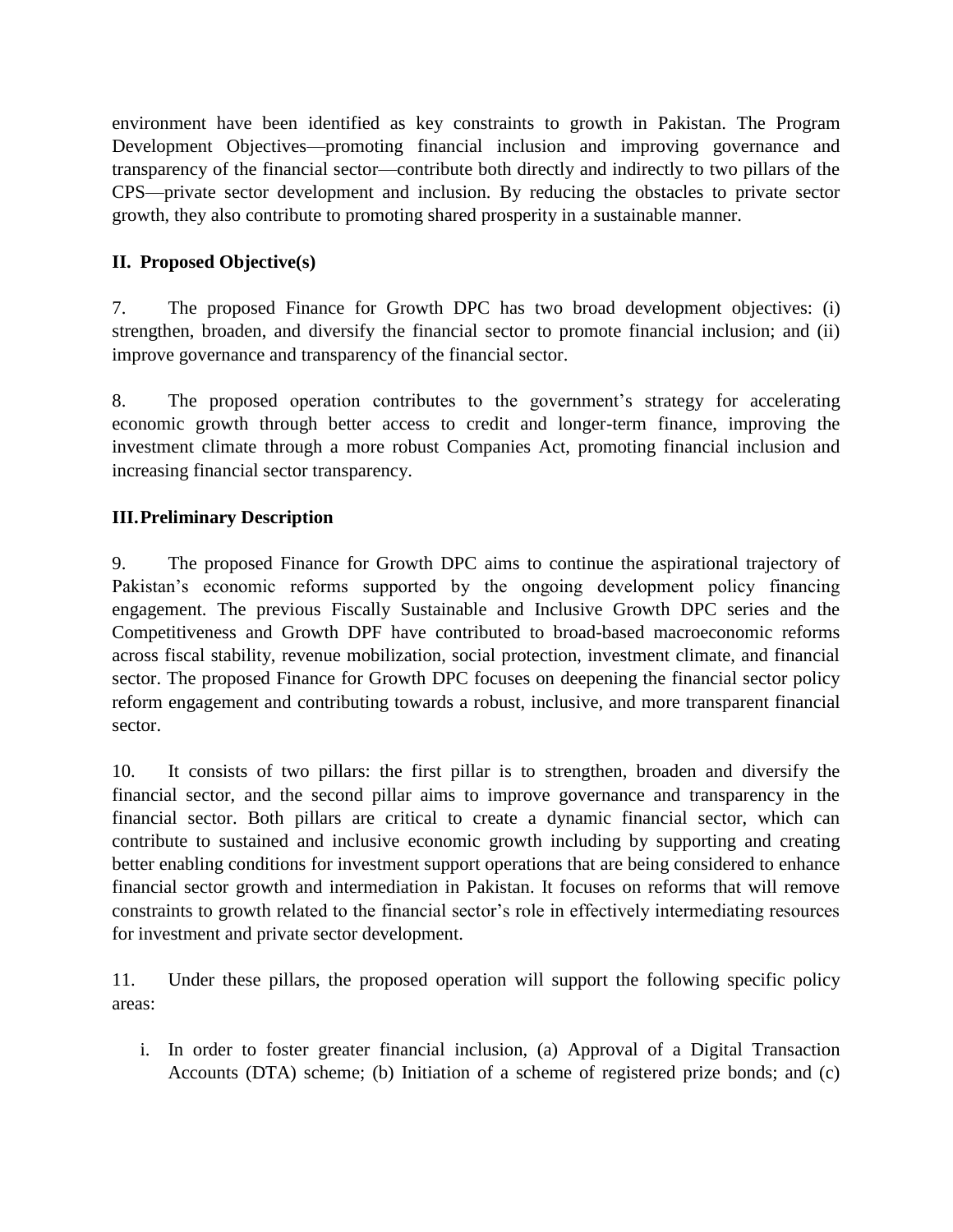environment have been identified as key constraints to growth in Pakistan. The Program Development Objectives—promoting financial inclusion and improving governance and transparency of the financial sector—contribute both directly and indirectly to two pillars of the CPS—private sector development and inclusion. By reducing the obstacles to private sector growth, they also contribute to promoting shared prosperity in a sustainable manner.

## II. Proposed Objective(s)

7. The proposed Finance for Growth DPC has two broad development objectives: (i) strengthen, broaden, and diversify the financial sector to promote financial inclusion; and (ii) improve governance and transparency of the financial sector.

8. The proposed operation contributes to the government's strategy for accelerating economic growth through better access to credit and longer-term finance, improving the investment climate through a more robust Companies Act, promoting financial inclusion and increasing financial sector transparency.

## III. Preliminary Description

9. The proposed Finance for Growth DPC aims to continue the aspirational trajectory of Pakistan's economic reforms supported by the ongoing development policy financing engagement. The previous Fiscally Sustainable and Inclusive Growth DPC series and the Competitiveness and Growth DPF have contributed to broad-based macroeconomic reforms across fiscal stability, revenue mobilization, social protection, investment climate, and financial sector. The proposed Finance for Growth DPC focuses on deepening the financial sector policy reform engagement and contributing towards a robust, inclusive, and more transparent financial sector.

10. It consists of two pillars: the first pillar is to strengthen, broaden and diversify the financial sector, and the second pillar aims to improve governance and transparency in the financial sector. Both pillars are critical to create a dynamic financial sector, which can contribute to sustained and inclusive economic growth including by supporting and creating better enabling conditions for investment support operations that are being considered to enhance financial sector growth and intermediation in Pakistan. It focuses on reforms that will remove constraints to growth related to the financial sector's role in effectively intermediating resources for investment and private sector development.

11. Under these pillars, the proposed operation will support the following specific policy areas:

i. In order to foster greater financial inclusion, (a) Approval of a Digital Transaction Accounts (DTA) scheme; (b) Initiation of a scheme of registered prize bonds; and (c)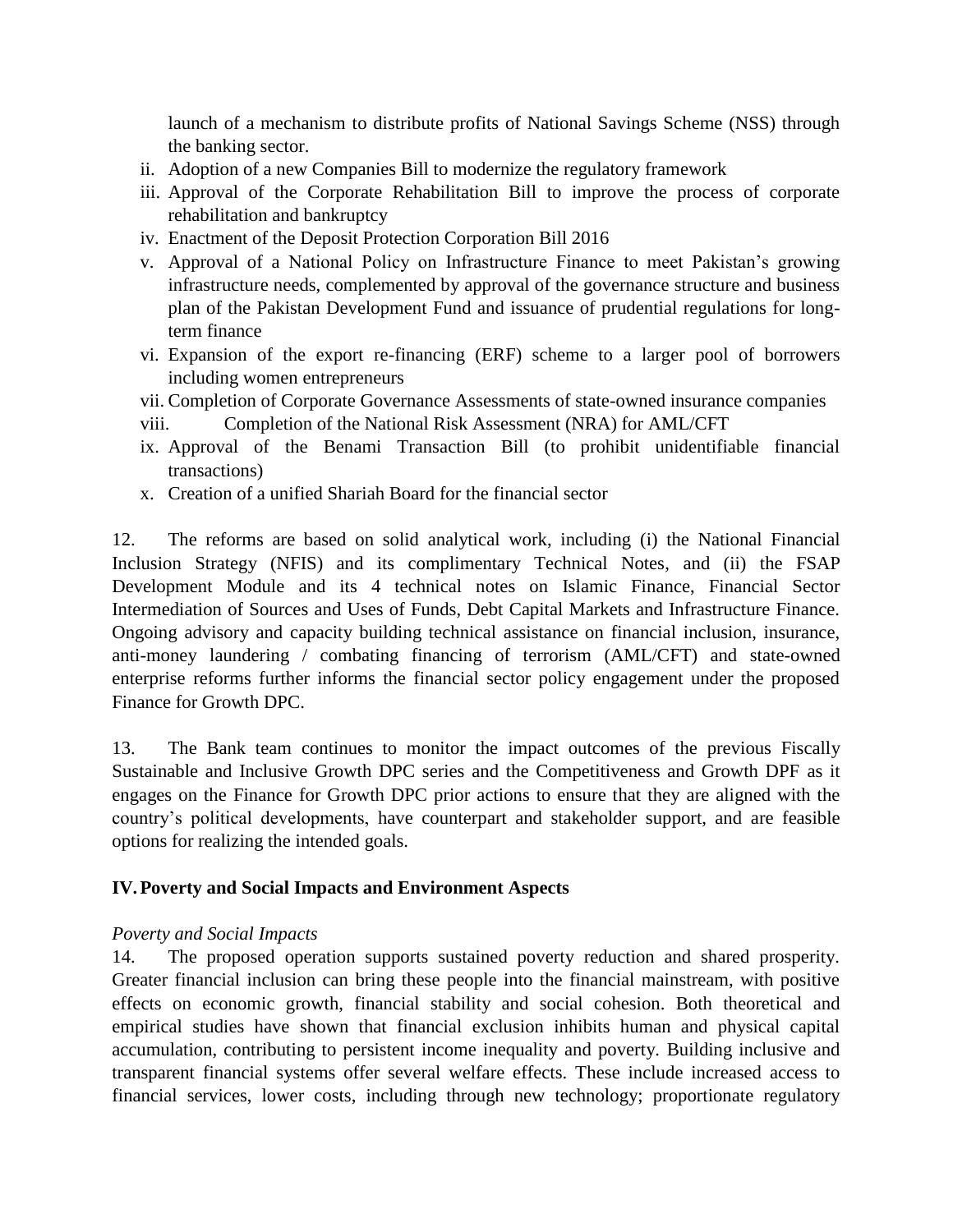launch of a mechanism to distribute profits of National Savings Scheme (NSS) through the banking sector.

ii. Adoption of a new Companies Bill to modernize the regulatory framework
iii. Approval of the Corporate Rehabilitation Bill to improve the process of corporate rehabilitation and bankruptcy
iv. Enactment of the Deposit Protection Corporation Bill 2016
v. Approval of a National Policy on Infrastructure Finance to meet Pakistan's growing infrastructure needs, complemented by approval of the governance structure and business plan of the Pakistan Development Fund and issuance of prudential regulations for long-term finance
vi. Expansion of the export re-financing (ERF) scheme to a larger pool of borrowers including women entrepreneurs
vii. Completion of Corporate Governance Assessments of state-owned insurance companies
viii. Completion of the National Risk Assessment (NRA) for AML/CFT
ix. Approval of the Benami Transaction Bill (to prohibit unidentifiable financial transactions)
x. Creation of a unified Shariah Board for the financial sector

12. The reforms are based on solid analytical work, including (i) the National Financial Inclusion Strategy (NFIS) and its complimentary Technical Notes, and (ii) the FSAP Development Module and its 4 technical notes on Islamic Finance, Financial Sector Intermediation of Sources and Uses of Funds, Debt Capital Markets and Infrastructure Finance. Ongoing advisory and capacity building technical assistance on financial inclusion, insurance, anti-money laundering / combating financing of terrorism (AML/CFT) and state-owned enterprise reforms further informs the financial sector policy engagement under the proposed Finance for Growth DPC.

13. The Bank team continues to monitor the impact outcomes of the previous Fiscally Sustainable and Inclusive Growth DPC series and the Competitiveness and Growth DPF as it engages on the Finance for Growth DPC prior actions to ensure that they are aligned with the country's political developments, have counterpart and stakeholder support, and are feasible options for realizing the intended goals.

## IV. Poverty and Social Impacts and Environment Aspects

*Poverty and Social Impacts*

14. The proposed operation supports sustained poverty reduction and shared prosperity. Greater financial inclusion can bring these people into the financial mainstream, with positive effects on economic growth, financial stability and social cohesion. Both theoretical and empirical studies have shown that financial exclusion inhibits human and physical capital accumulation, contributing to persistent income inequality and poverty. Building inclusive and transparent financial systems offer several welfare effects. These include increased access to financial services, lower costs, including through new technology; proportionate regulatory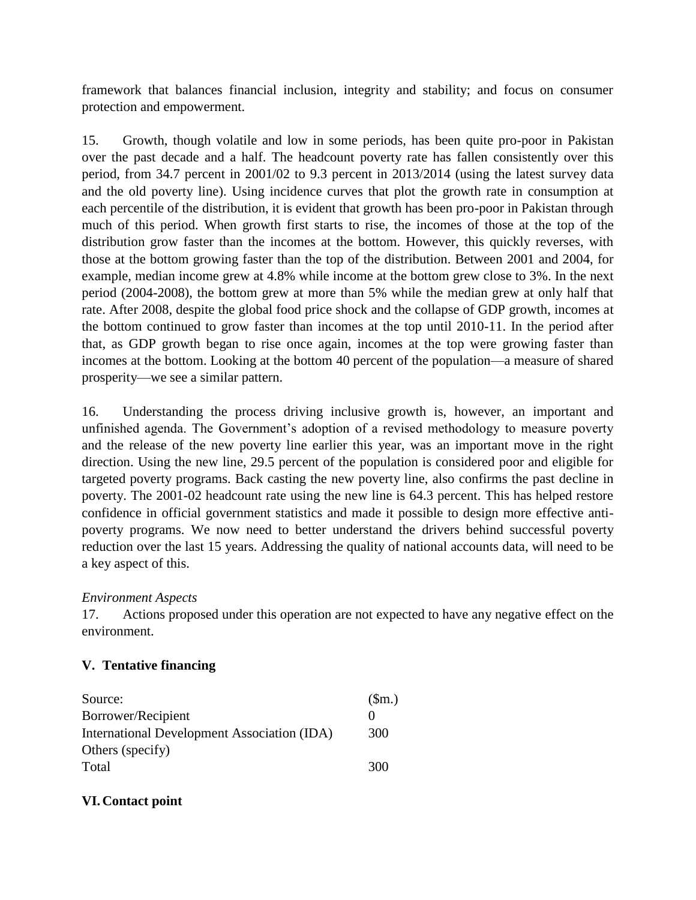framework that balances financial inclusion, integrity and stability; and focus on consumer protection and empowerment.

15. Growth, though volatile and low in some periods, has been quite pro-poor in Pakistan over the past decade and a half. The headcount poverty rate has fallen consistently over this period, from 34.7 percent in 2001/02 to 9.3 percent in 2013/2014 (using the latest survey data and the old poverty line). Using incidence curves that plot the growth rate in consumption at each percentile of the distribution, it is evident that growth has been pro-poor in Pakistan through much of this period. When growth first starts to rise, the incomes of those at the top of the distribution grow faster than the incomes at the bottom. However, this quickly reverses, with those at the bottom growing faster than the top of the distribution. Between 2001 and 2004, for example, median income grew at 4.8% while income at the bottom grew close to 3%. In the next period (2004-2008), the bottom grew at more than 5% while the median grew at only half that rate. After 2008, despite the global food price shock and the collapse of GDP growth, incomes at the bottom continued to grow faster than incomes at the top until 2010-11. In the period after that, as GDP growth began to rise once again, incomes at the top were growing faster than incomes at the bottom. Looking at the bottom 40 percent of the population—a measure of shared prosperity—we see a similar pattern.

16. Understanding the process driving inclusive growth is, however, an important and unfinished agenda. The Government's adoption of a revised methodology to measure poverty and the release of the new poverty line earlier this year, was an important move in the right direction. Using the new line, 29.5 percent of the population is considered poor and eligible for targeted poverty programs. Back casting the new poverty line, also confirms the past decline in poverty. The 2001-02 headcount rate using the new line is 64.3 percent. This has helped restore confidence in official government statistics and made it possible to design more effective anti-poverty programs. We now need to better understand the drivers behind successful poverty reduction over the last 15 years. Addressing the quality of national accounts data, will need to be a key aspect of this.

*Environment Aspects*

17. Actions proposed under this operation are not expected to have any negative effect on the environment.

## V. Tentative financing

| Source: | ($m.) |
|---|---|
| Borrower/Recipient | 0 |
| International Development Association (IDA) | 300 |
| Others (specify) | |
| Total | 300 |

## VI. Contact point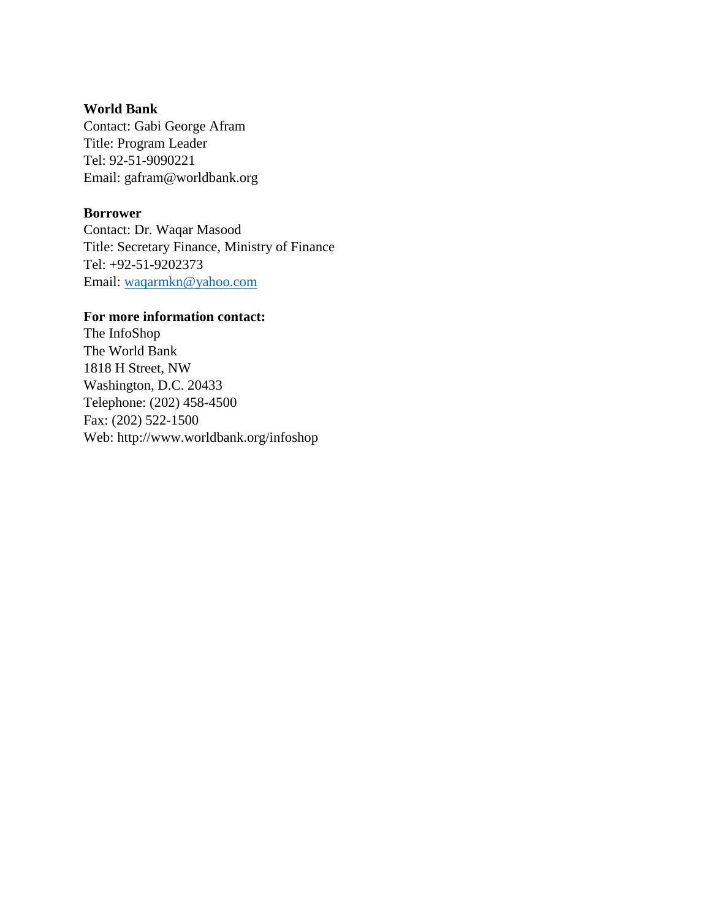**World Bank**
Contact: Gabi George Afram
Title: Program Leader
Tel: 92-51-9090221
Email: gafram@worldbank.org

**Borrower**
Contact: Dr. Waqar Masood
Title: Secretary Finance, Ministry of Finance
Tel: +92-51-9202373
Email: waqarmkn@yahoo.com

**For more information contact:**
The InfoShop
The World Bank
1818 H Street, NW
Washington, D.C. 20433
Telephone: (202) 458-4500
Fax: (202) 522-1500
Web: http://www.worldbank.org/infoshop